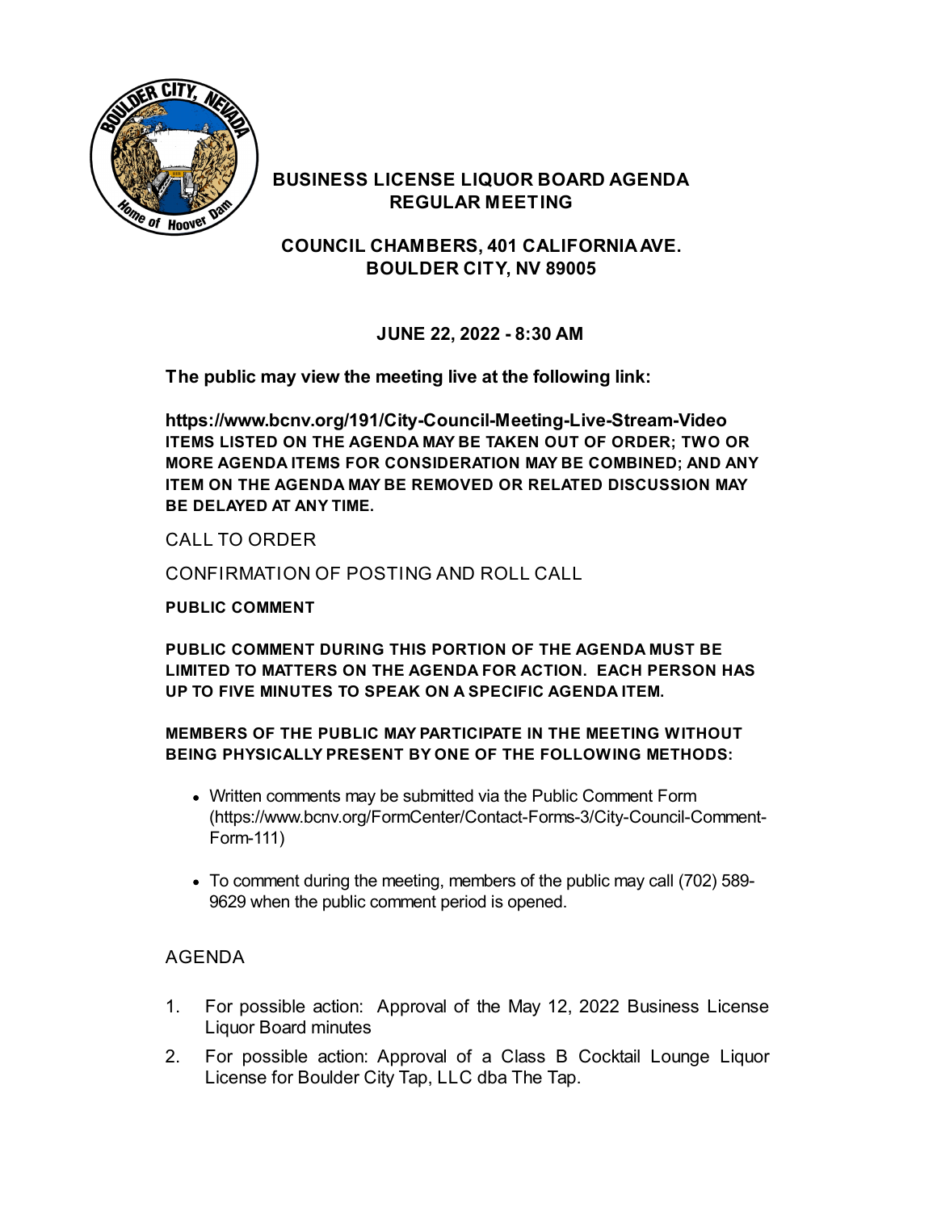# BUSINESS LICENSE LIQUOR BOARD AGENDA
## REGULAR MEETING

**COUNCIL CHAMBERS, 401 CALIFORNIA AVE.**
**BOULDER CITY, NV 89005**

**JUNE 22, 2022 - 8:30 AM**

**The public may view the meeting live at the following link:**

**https://www.bcnv.org/191/City-Council-Meeting-Live-Stream-Video**
**ITEMS LISTED ON THE AGENDA MAY BE TAKEN OUT OF ORDER; TWO OR MORE AGENDA ITEMS FOR CONSIDERATION MAY BE COMBINED; AND ANY ITEM ON THE AGENDA MAY BE REMOVED OR RELATED DISCUSSION MAY BE DELAYED AT ANY TIME.**

CALL TO ORDER

CONFIRMATION OF POSTING AND ROLL CALL

**PUBLIC COMMENT**

**PUBLIC COMMENT DURING THIS PORTION OF THE AGENDA MUST BE LIMITED TO MATTERS ON THE AGENDA FOR ACTION. EACH PERSON HAS UP TO FIVE MINUTES TO SPEAK ON A SPECIFIC AGENDA ITEM.**

**MEMBERS OF THE PUBLIC MAY PARTICIPATE IN THE MEETING WITHOUT BEING PHYSICALLY PRESENT BY ONE OF THE FOLLOWING METHODS:**

- Written comments may be submitted via the Public Comment Form (https://www.bcnv.org/FormCenter/Contact-Forms-3/City-Council-Comment-Form-111)
- To comment during the meeting, members of the public may call (702) 589-9629 when the public comment period is opened.

AGENDA

1. For possible action: Approval of the May 12, 2022 Business License Liquor Board minutes
2. For possible action: Approval of a Class B Cocktail Lounge Liquor License for Boulder City Tap, LLC dba The Tap.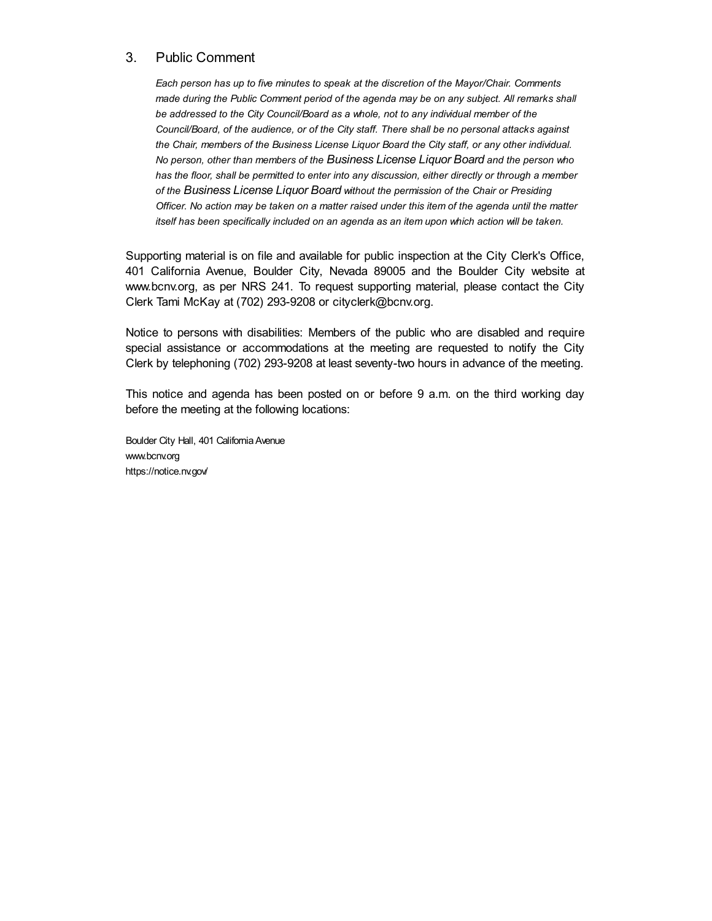3. Public Comment

*Each person has up to five minutes to speak at the discretion of the Mayor/Chair. Comments made during the Public Comment period of the agenda may be on any subject. All remarks shall be addressed to the City Council/Board as a whole, not to any individual member of the Council/Board, of the audience, or of the City staff. There shall be no personal attacks against the Chair, members of the Business License Liquor Board the City staff, or any other individual. No person, other than members of the Business License Liquor Board and the person who has the floor, shall be permitted to enter into any discussion, either directly or through a member of the Business License Liquor Board without the permission of the Chair or Presiding Officer. No action may be taken on a matter raised under this item of the agenda until the matter itself has been specifically included on an agenda as an item upon which action will be taken.*

Supporting material is on file and available for public inspection at the City Clerk's Office, 401 California Avenue, Boulder City, Nevada 89005 and the Boulder City website at www.bcnv.org, as per NRS 241. To request supporting material, please contact the City Clerk Tami McKay at (702) 293-9208 or cityclerk@bcnv.org.

Notice to persons with disabilities: Members of the public who are disabled and require special assistance or accommodations at the meeting are requested to notify the City Clerk by telephoning (702) 293-9208 at least seventy-two hours in advance of the meeting.

This notice and agenda has been posted on or before 9 a.m. on the third working day before the meeting at the following locations:

Boulder City Hall, 401 California Avenue
www.bcnv.org
https://notice.nv.gov/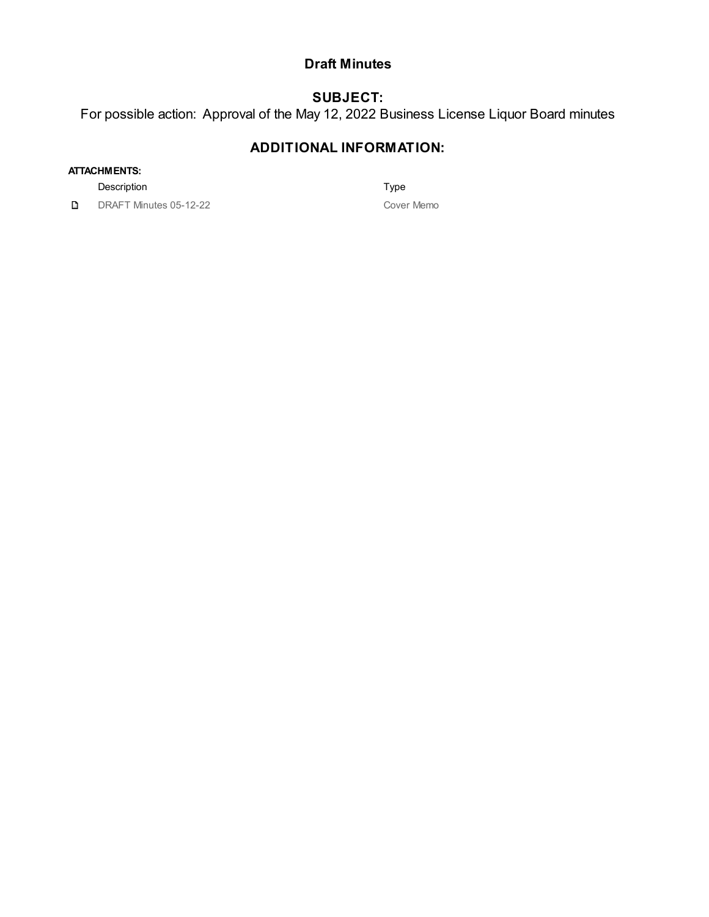# Draft Minutes

## SUBJECT:

For possible action: Approval of the May 12, 2022 Business License Liquor Board minutes

## ADDITIONAL INFORMATION:

**ATTACHMENTS:**

| Description | Type |
|---|---|
| DRAFT Minutes 05-12-22 | Cover Memo |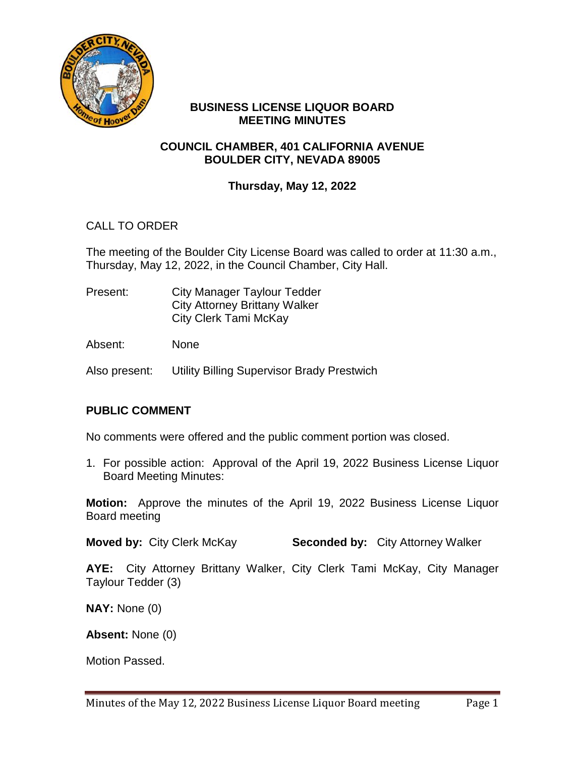# BUSINESS LICENSE LIQUOR BOARD MEETING MINUTES

## COUNCIL CHAMBER, 401 CALIFORNIA AVENUE BOULDER CITY, NEVADA 89005

### Thursday, May 12, 2022

CALL TO ORDER

The meeting of the Boulder City License Board was called to order at 11:30 a.m., Thursday, May 12, 2022, in the Council Chamber, City Hall.

Present: City Manager Taylour Tedder
City Attorney Brittany Walker
City Clerk Tami McKay

Absent: None

Also present: Utility Billing Supervisor Brady Prestwich

**PUBLIC COMMENT**

No comments were offered and the public comment portion was closed.

1. For possible action: Approval of the April 19, 2022 Business License Liquor Board Meeting Minutes:

**Motion:** Approve the minutes of the April 19, 2022 Business License Liquor Board meeting

**Moved by:** City Clerk McKay **Seconded by:** City Attorney Walker

**AYE:** City Attorney Brittany Walker, City Clerk Tami McKay, City Manager Taylour Tedder (3)

**NAY:** None (0)

**Absent:** None (0)

Motion Passed.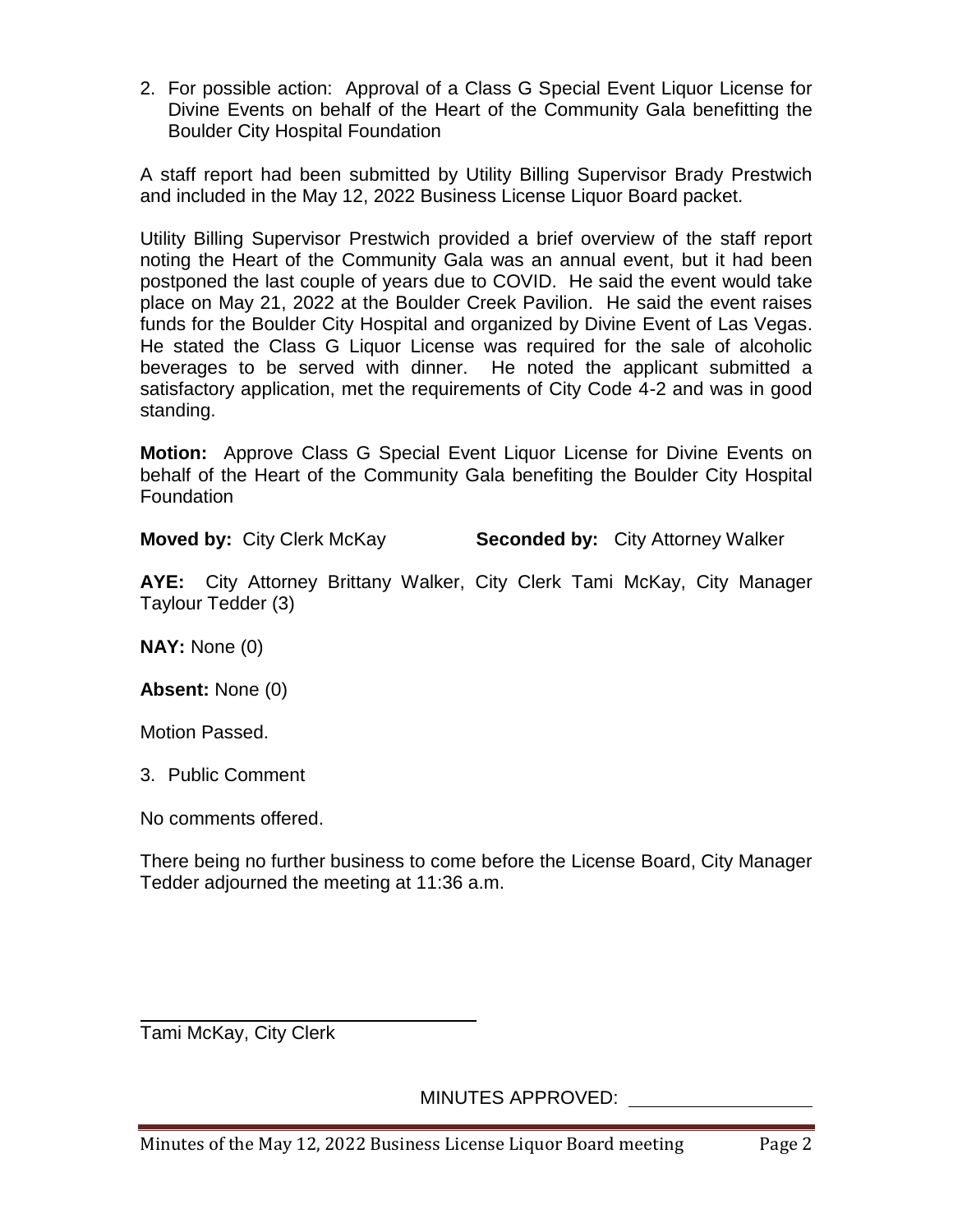2. For possible action: Approval of a Class G Special Event Liquor License for Divine Events on behalf of the Heart of the Community Gala benefitting the Boulder City Hospital Foundation

A staff report had been submitted by Utility Billing Supervisor Brady Prestwich and included in the May 12, 2022 Business License Liquor Board packet.

Utility Billing Supervisor Prestwich provided a brief overview of the staff report noting the Heart of the Community Gala was an annual event, but it had been postponed the last couple of years due to COVID. He said the event would take place on May 21, 2022 at the Boulder Creek Pavilion. He said the event raises funds for the Boulder City Hospital and organized by Divine Event of Las Vegas. He stated the Class G Liquor License was required for the sale of alcoholic beverages to be served with dinner. He noted the applicant submitted a satisfactory application, met the requirements of City Code 4-2 and was in good standing.

**Motion:** Approve Class G Special Event Liquor License for Divine Events on behalf of the Heart of the Community Gala benefiting the Boulder City Hospital Foundation

**Moved by:** City Clerk McKay **Seconded by:** City Attorney Walker

**AYE:** City Attorney Brittany Walker, City Clerk Tami McKay, City Manager Taylour Tedder (3)

**NAY:** None (0)

**Absent:** None (0)

Motion Passed.

3. Public Comment

No comments offered.

There being no further business to come before the License Board, City Manager Tedder adjourned the meeting at 11:36 a.m.

Tami McKay, City Clerk

MINUTES APPROVED: ____________________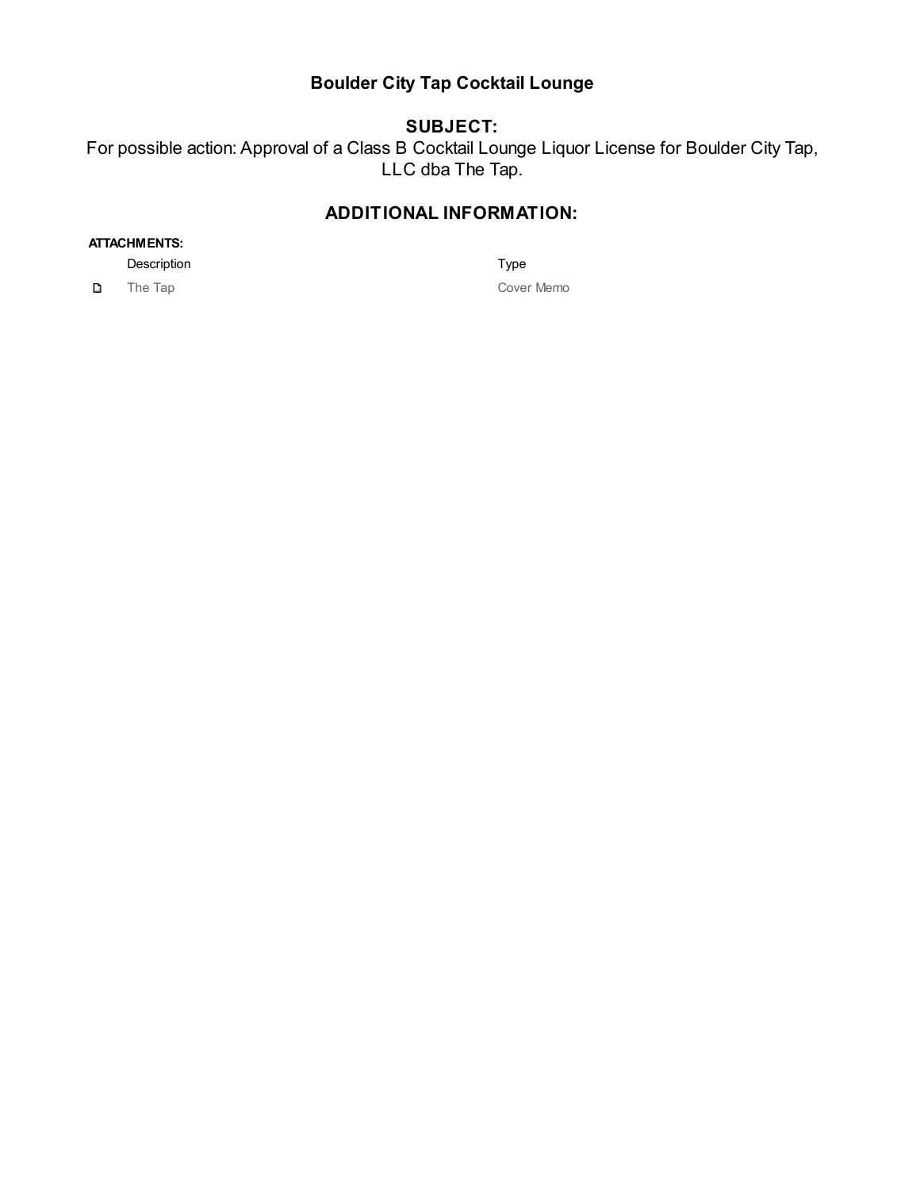# Boulder City Tap Cocktail Lounge

## SUBJECT:

For possible action: Approval of a Class B Cocktail Lounge Liquor License for Boulder City Tap, LLC dba The Tap.

## ADDITIONAL INFORMATION:

**ATTACHMENTS:**

| Description | Type |
| --- | --- |
| The Tap | Cover Memo |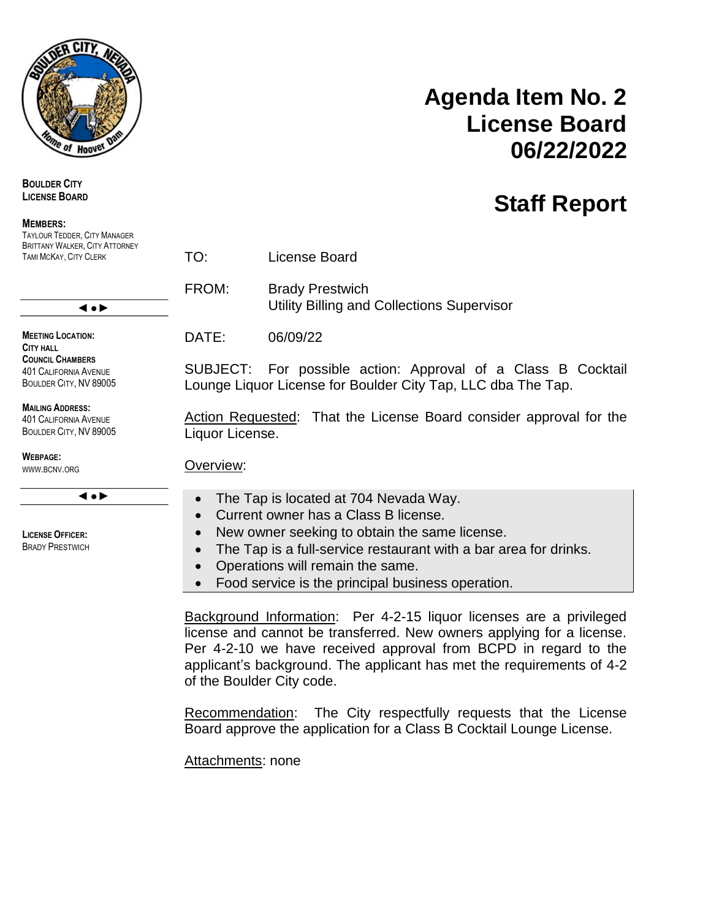**BOULDER CITY LICENSE BOARD**

**MEMBERS:**
TAYLOUR TEDDER, CITY MANAGER
BRITTANY WALKER, CITY ATTORNEY
TAMI MCKAY, CITY CLERK

◄•►

**MEETING LOCATION:**
**CITY HALL**
**COUNCIL CHAMBERS**
401 CALIFORNIA AVENUE
BOULDER CITY, NV 89005

**MAILING ADDRESS:**
401 CALIFORNIA AVENUE
BOULDER CITY, NV 89005

**WEBPAGE:**
WWW.BCNV.ORG

◄•►

**LICENSE OFFICER:**
BRADY PRESTWICH

# Agenda Item No. 2
# License Board
# 06/22/2022

# Staff Report

TO: License Board

FROM: Brady Prestwich
Utility Billing and Collections Supervisor

DATE: 06/09/22

SUBJECT: For possible action: Approval of a Class B Cocktail Lounge Liquor License for Boulder City Tap, LLC dba The Tap.

Action Requested: That the License Board consider approval for the Liquor License.

Overview:

- The Tap is located at 704 Nevada Way.
- Current owner has a Class B license.
- New owner seeking to obtain the same license.
- The Tap is a full-service restaurant with a bar area for drinks.
- Operations will remain the same.
- Food service is the principal business operation.

Background Information: Per 4-2-15 liquor licenses are a privileged license and cannot be transferred. New owners applying for a license. Per 4-2-10 we have received approval from BCPD in regard to the applicant's background. The applicant has met the requirements of 4-2 of the Boulder City code.

Recommendation: The City respectfully requests that the License Board approve the application for a Class B Cocktail Lounge License.

Attachments: none